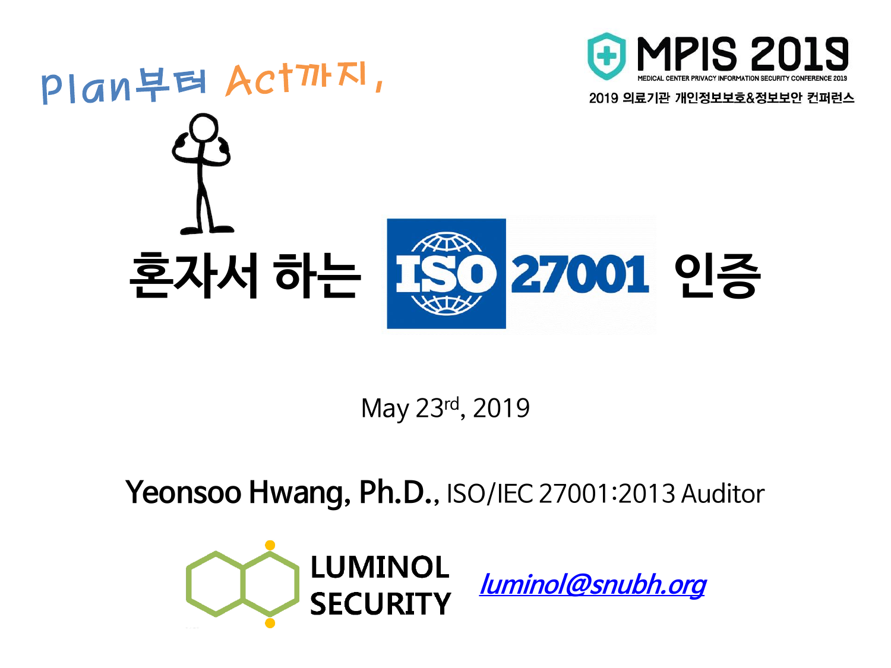Plan부터 Act까지,

# 혼자서 하는 ISO 27001 인증

MPIS 2019

MEDICAL CENTER PRIVACY INFORMATION SECURITY CONFERENCE 2019

2019 의료기관 개인정보보호&정보보안 컨퍼런스

May 23rd, 2019

**Yeonsoo Hwang, Ph.D.**, ISO/IEC 27001:2013 Auditor

LUMINOL SECURITY

luminol@snubh.org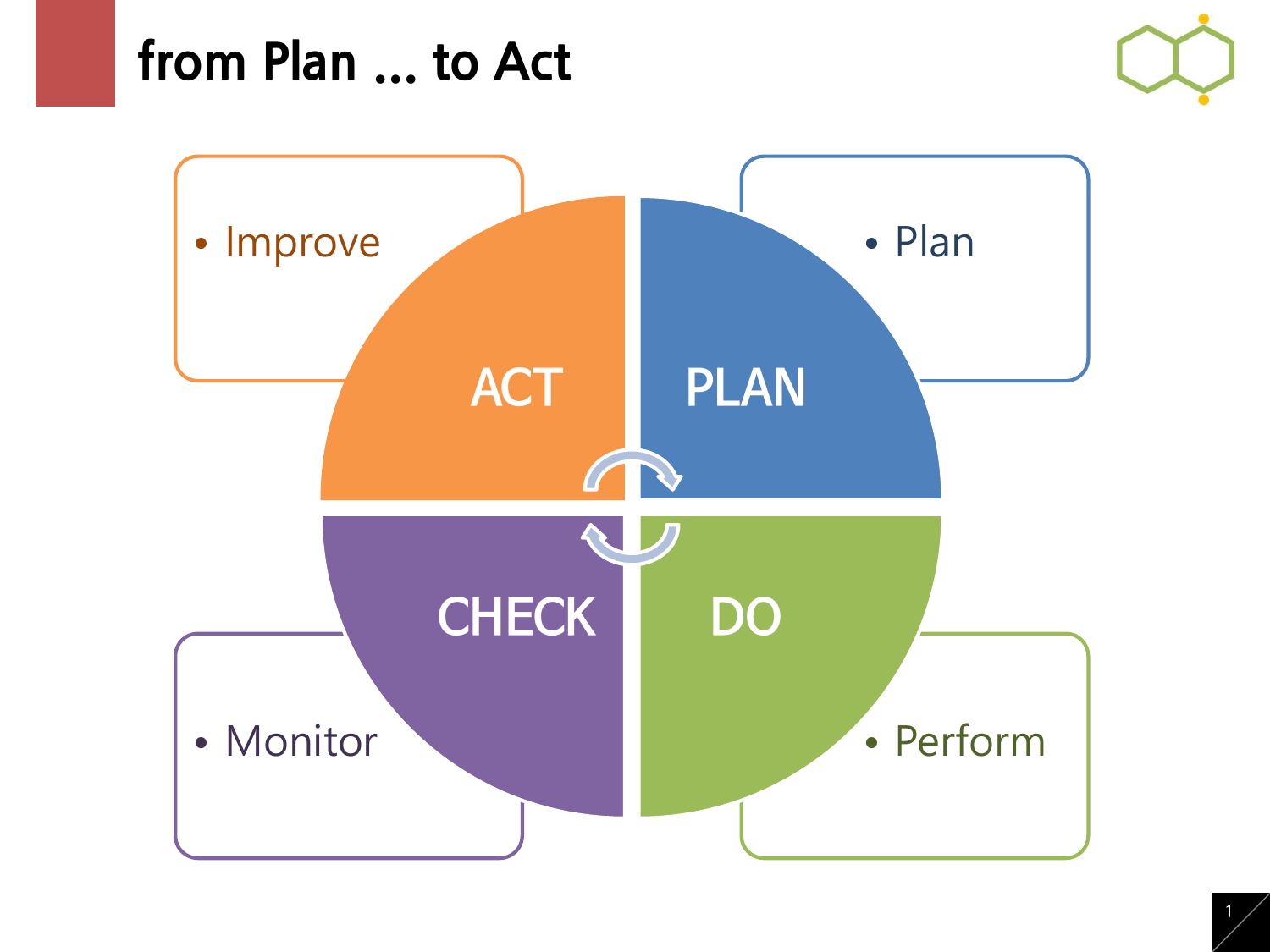# from Plan ... to Act

- Improve

ACT

PLAN

- Plan

CHECK

DO

- Monitor

- Perform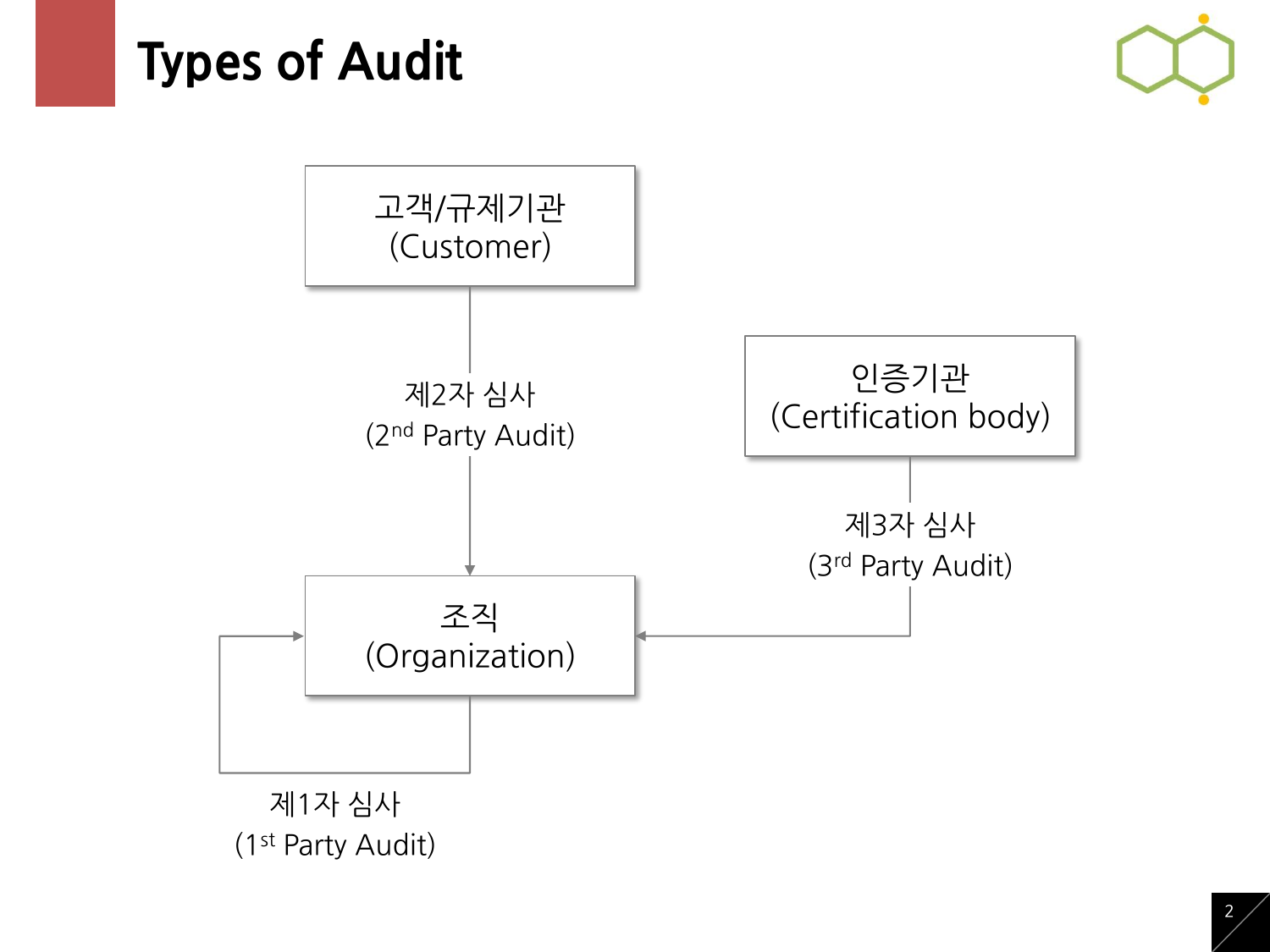# Types of Audit

고객/규제기관
(Customer)

제2자 심사
(2nd Party Audit)

인증기관
(Certification body)

제3자 심사
(3rd Party Audit)

조직
(Organization)

제1자 심사
(1st Party Audit)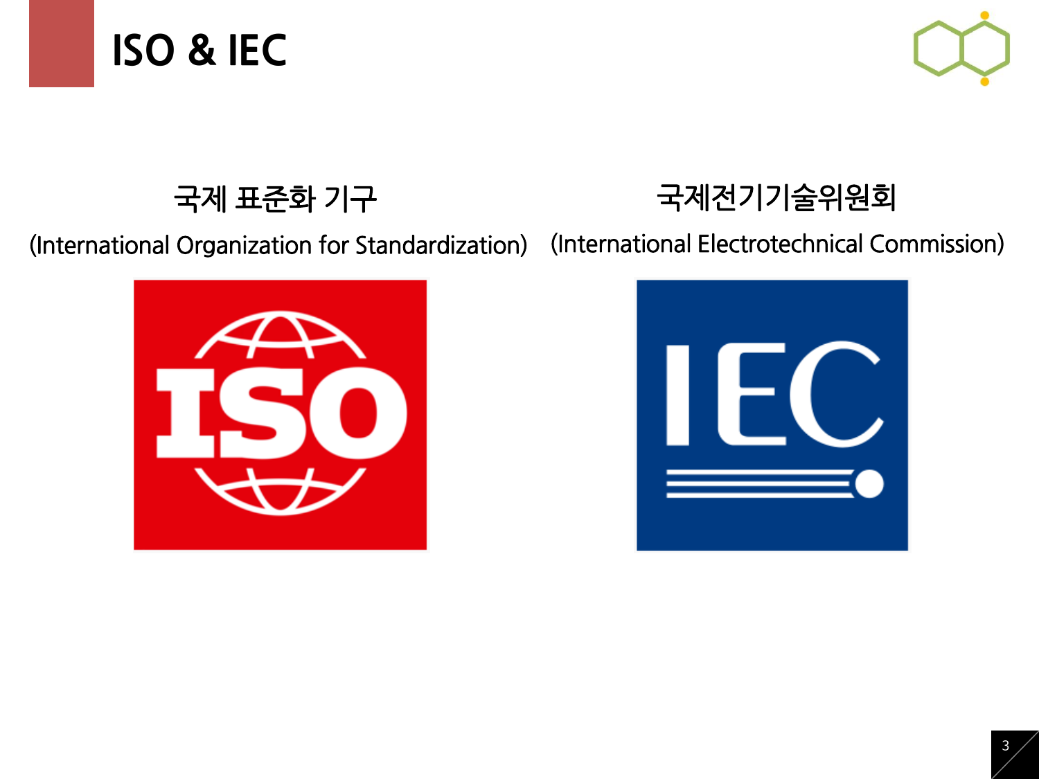# ISO & IEC

국제 표준화 기구

(International Organization for Standardization)

국제전기기술위원회

(International Electrotechnical Commission)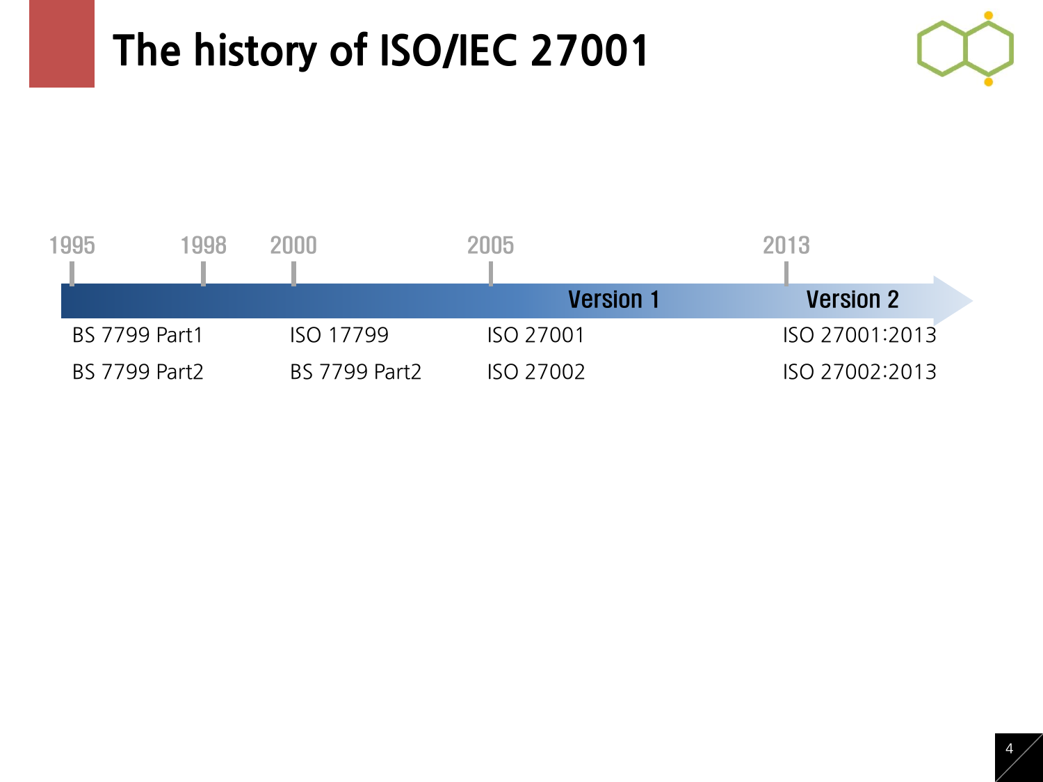# The history of ISO/IEC 27001

| 1995 | 1998 | 2000 | 2005 | 2013 |
|---|---|---|---|---|
| | | | Version 1 | Version 2 |
| BS 7799 Part1 | | ISO 17799 | ISO 27001 | ISO 27001:2013 |
| BS 7799 Part2 | | BS 7799 Part2 | ISO 27002 | ISO 27002:2013 |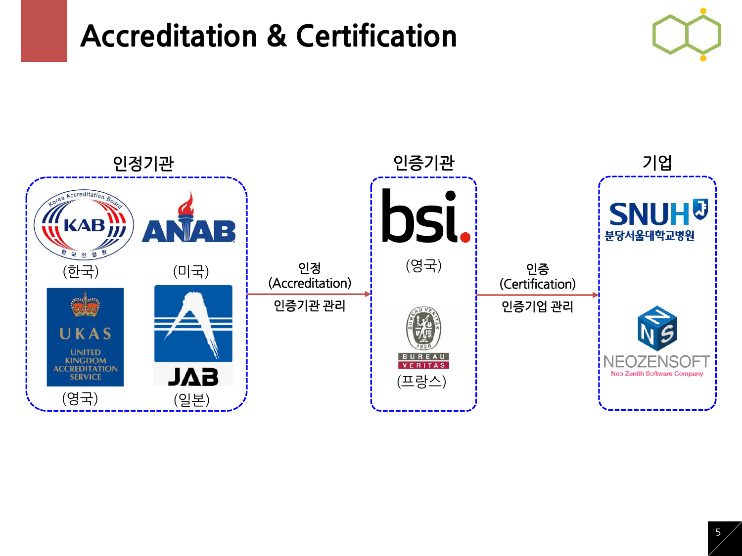# Accreditation & Certification

**인정기관**

- KAB (한국)
- ANAB (미국)
- UKAS — UNITED KINGDOM ACCREDITATION SERVICE (영국)
- JAB (일본)

→ 인정 (Accreditation) / 인증기관 관리 →

**인증기관**

- bsi. (영국)
- BUREAU VERITAS (프랑스)

→ 인증 (Certification) / 인증기업 관리 →

**기업**

- SNUH 분당서울대학교병원
- NEOZENSOFT — Neo Zenith Software Company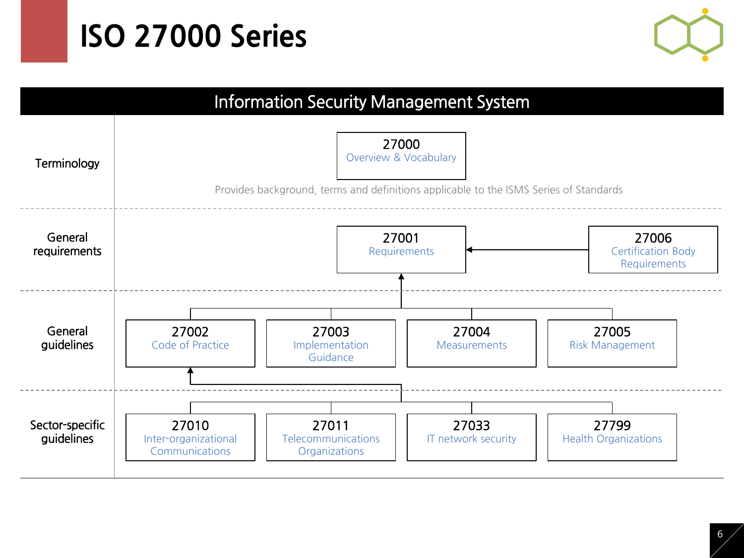# ISO 27000 Series

## Information Security Management System

| | |
|---|---|
| Terminology | **27000** Overview & Vocabulary<br>Provides background, terms and definitions applicable to the ISMS Series of Standards |
| General requirements | **27001** Requirements ← **27006** Certification Body Requirements |
| General guidelines | **27002** Code of Practice; **27003** Implementation Guidance; **27004** Measurements; **27005** Risk Management |
| Sector-specific guidelines | **27010** Inter-organizational Communications; **27011** Telecommunications Organizations; **27033** IT network security; **27799** Health Organizations |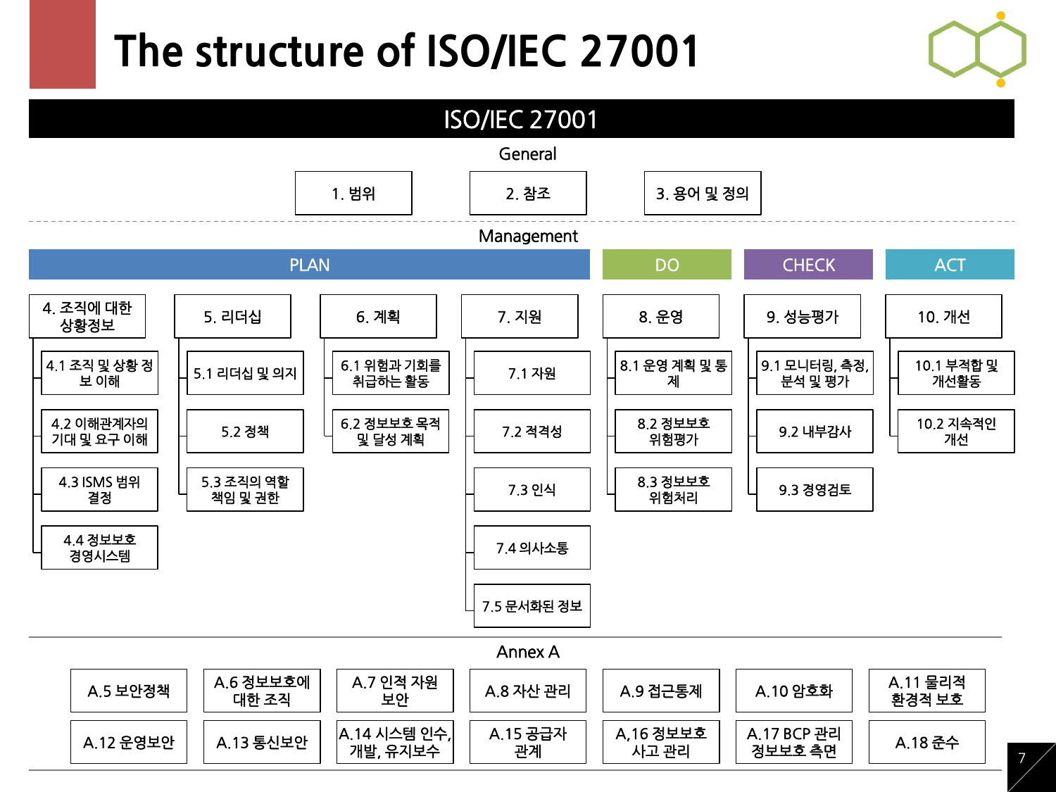# The structure of ISO/IEC 27001

## ISO/IEC 27001

### General

- 1. 범위
- 2. 참조
- 3. 용어 및 정의

### Management

**PLAN**

- 4. 조직에 대한 상황정보
  - 4.1 조직 및 상황 정보 이해
  - 4.2 이해관계자의 기대 및 요구 이해
  - 4.3 ISMS 범위 결정
  - 4.4 정보보호 경영시스템
- 5. 리더십
  - 5.1 리더십 및 의지
  - 5.2 정책
  - 5.3 조직의 역할 책임 및 권한
- 6. 계획
  - 6.1 위험과 기회를 취급하는 활동
  - 6.2 정보보호 목적 및 달성 계획
- 7. 지원
  - 7.1 자원
  - 7.2 적격성
  - 7.3 인식
  - 7.4 의사소통
  - 7.5 문서화된 정보

**DO**

- 8. 운영
  - 8.1 운영 계획 및 통제
  - 8.2 정보보호 위험평가
  - 8.3 정보보호 위험처리

**CHECK**

- 9. 성능평가
  - 9.1 모니터링, 측정, 분석 및 평가
  - 9.2 내부감사
  - 9.3 경영검토

**ACT**

- 10. 개선
  - 10.1 부적합 및 개선활동
  - 10.2 지속적인 개선

### Annex A

- A.5 보안정책
- A.6 정보보호에 대한 조직
- A.7 인적 자원 보안
- A.8 자산 관리
- A.9 접근통제
- A.10 암호화
- A.11 물리적 환경적 보호
- A.12 운영보안
- A.13 통신보안
- A.14 시스템 인수, 개발, 유지보수
- A.15 공급자 관계
- A,16 정보보호 사고 관리
- A.17 BCP 관리 정보보호 측면
- A.18 준수